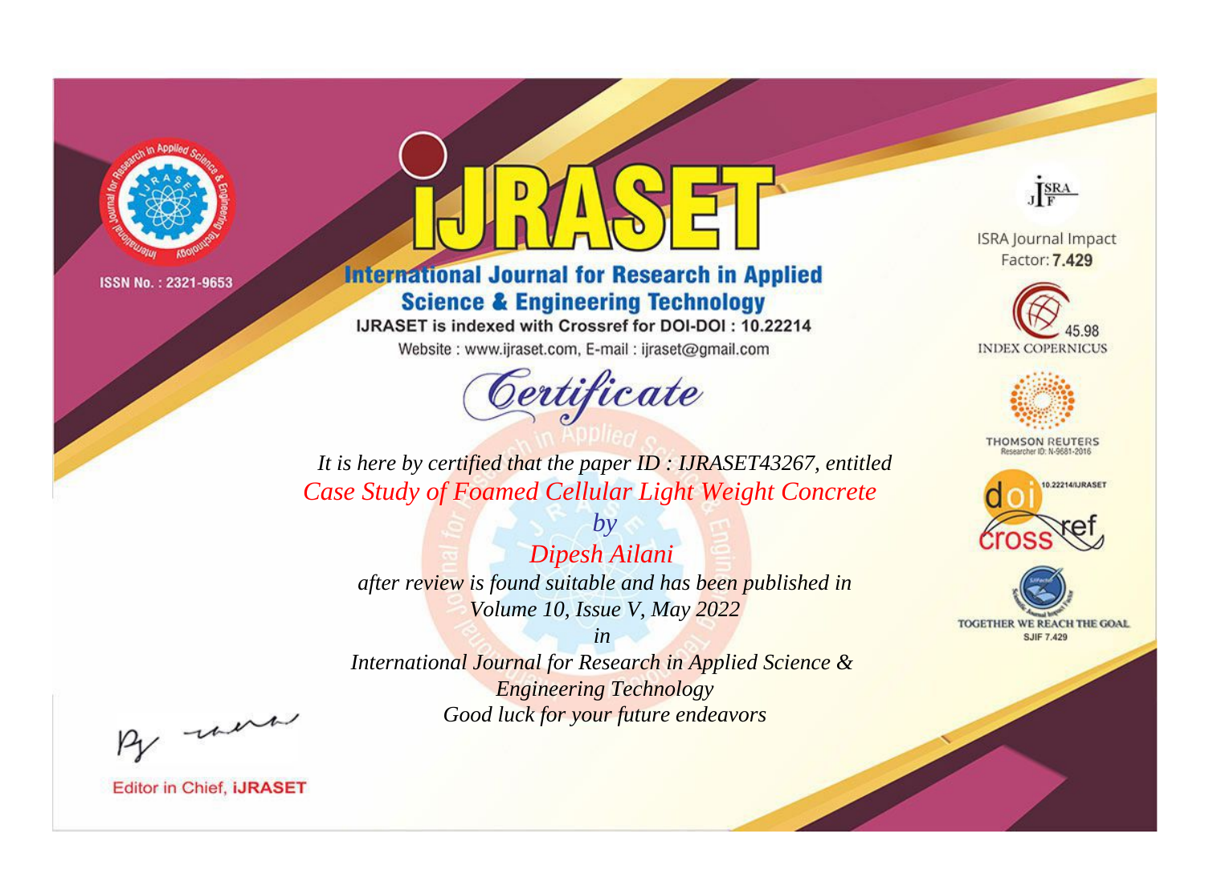ISSN No. : 2321-9653

# iJRASET

## International Journal for Research in Applied Science & Engineering Technology

IJRASET is indexed with Crossref for DOI-DOI : 10.22214

Website : www.ijraset.com, E-mail : ijraset@gmail.com

ISRA Journal Impact Factor: **7.429**

45.98 INDEX COPERNICUS

THOMSON REUTERS Researcher ID: N-9681-2016

10.22214/IJRASET

TOGETHER WE REACH THE GOAL SJIF 7.429

# Certificate

*It is here by certified that the paper ID : IJRASET43267, entitled*

*Case Study of Foamed Cellular Light Weight Concrete*

*by*

*Dipesh Ailani*

*after review is found suitable and has been published in*

*Volume 10, Issue V, May 2022*

*in*

*International Journal for Research in Applied Science & Engineering Technology*

*Good luck for your future endeavors*

Editor in Chief, **iJRASET**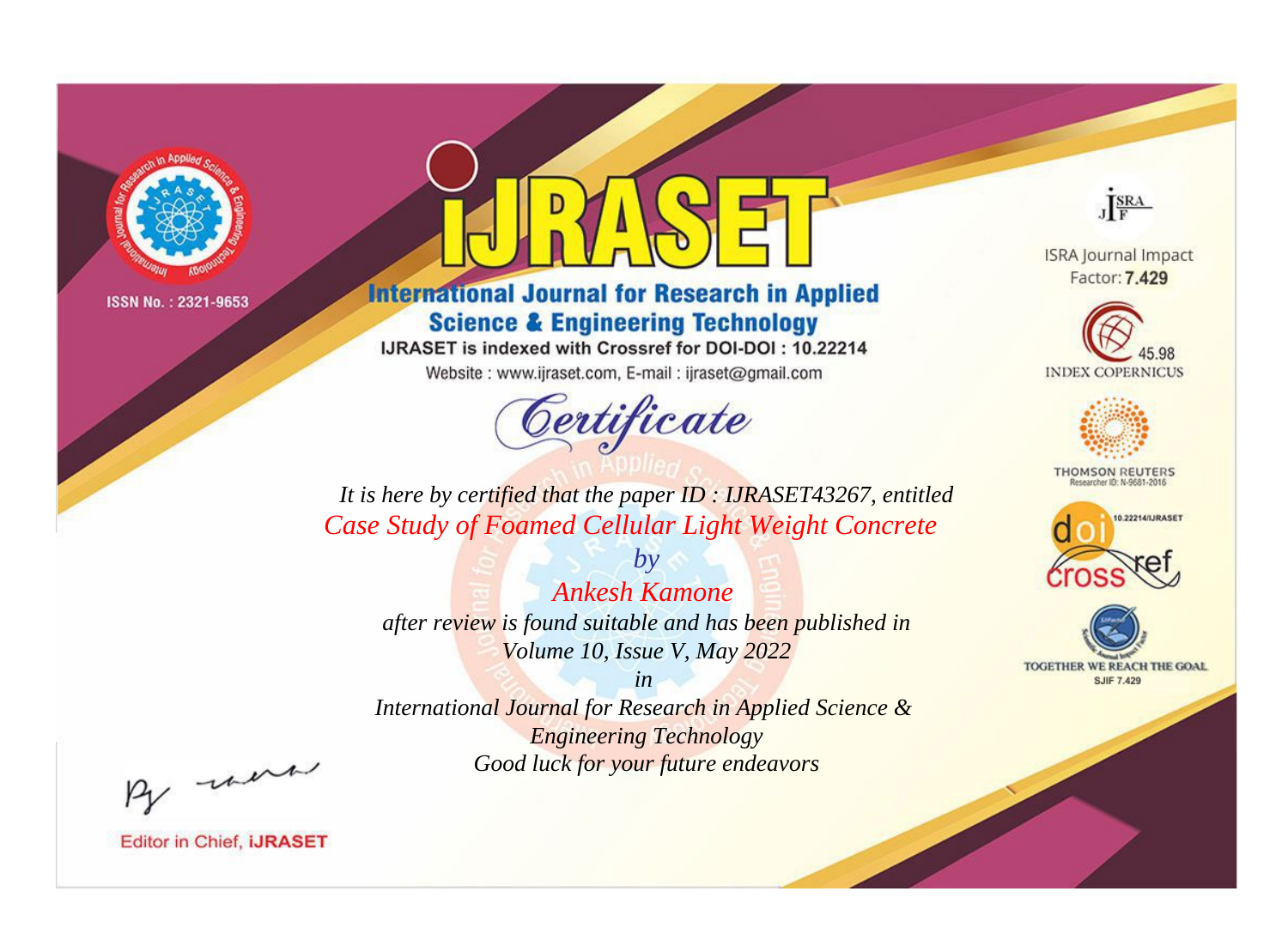ISSN No. : 2321-9653

# IJRASET

## International Journal for Research in Applied Science & Engineering Technology

IJRASET is indexed with Crossref for DOI-DOI : 10.22214

Website : www.ijraset.com, E-mail : ijraset@gmail.com

ISRA Journal Impact Factor: **7.429**

45.98 INDEX COPERNICUS

THOMSON REUTERS Researcher ID: N-9681-2016

10.22214/IJRASET

TOGETHER WE REACH THE GOAL SJIF 7.429

# Certificate

*It is here by certified that the paper ID : IJRASET43267, entitled*

*Case Study of Foamed Cellular Light Weight Concrete*

*by*

*Ankesh Kamone*

*after review is found suitable and has been published in*

*Volume 10, Issue V, May 2022*

*in*

*International Journal for Research in Applied Science & Engineering Technology*

*Good luck for your future endeavors*

Editor in Chief, **iJRASET**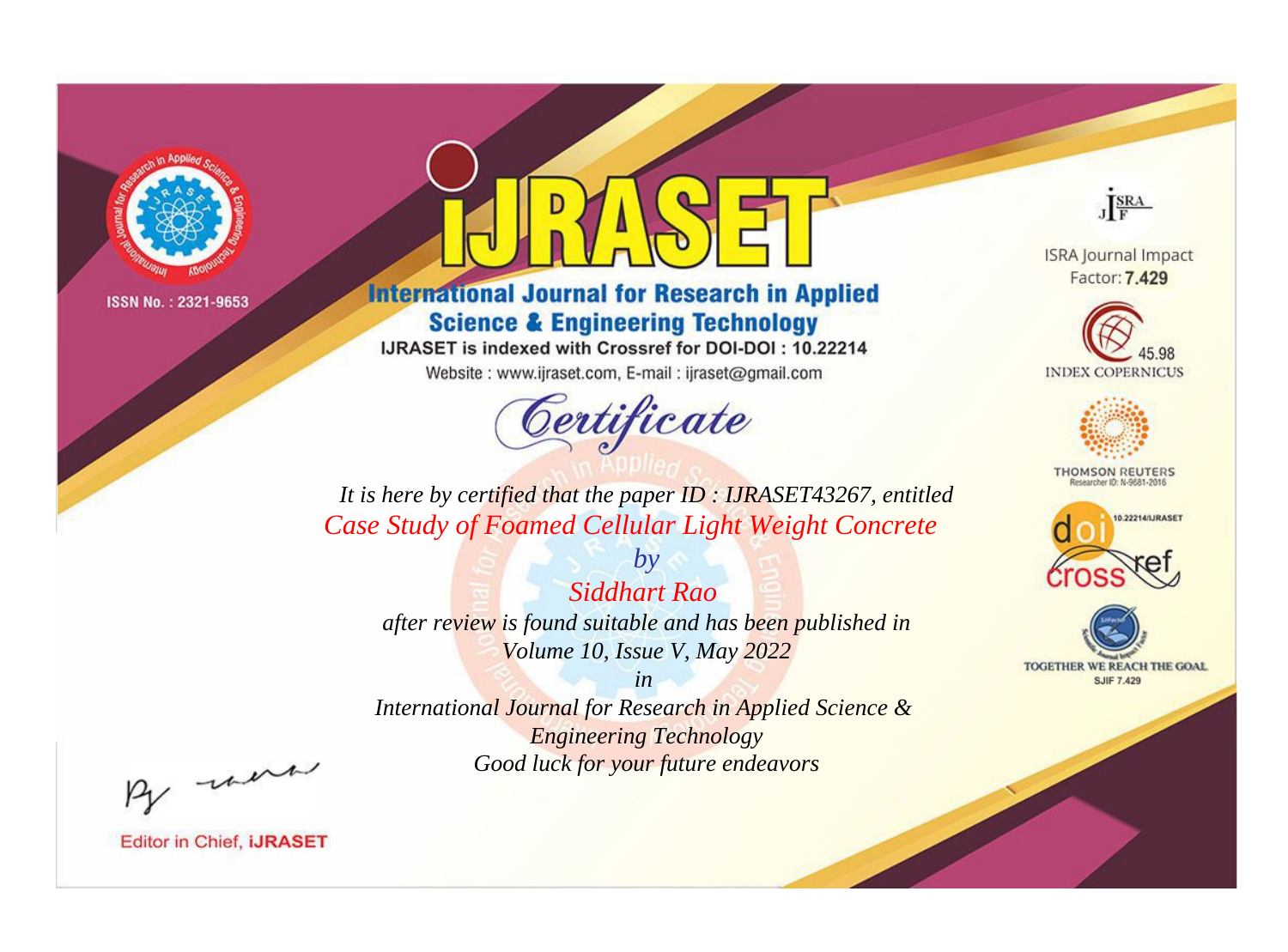ISSN No. : 2321-9653

# iJRASET

## International Journal for Research in Applied Science & Engineering Technology

IJRASET is indexed with Crossref for DOI-DOI : 10.22214

Website : www.ijraset.com, E-mail : ijraset@gmail.com

ISRA Journal Impact Factor: **7.429**

45.98 INDEX COPERNICUS

THOMSON REUTERS Researcher ID: N-9681-2016

10.22214/IJRASET

TOGETHER WE REACH THE GOAL SJIF 7.429

# *Certificate*

*It is here by certified that the paper ID : IJRASET43267, entitled*

*Case Study of Foamed Cellular Light Weight Concrete*

*by*

*Siddhart Rao*

*after review is found suitable and has been published in*

*Volume 10, Issue V, May 2022*

*in*

*International Journal for Research in Applied Science & Engineering Technology*

*Good luck for your future endeavors*

Editor in Chief, **iJRASET**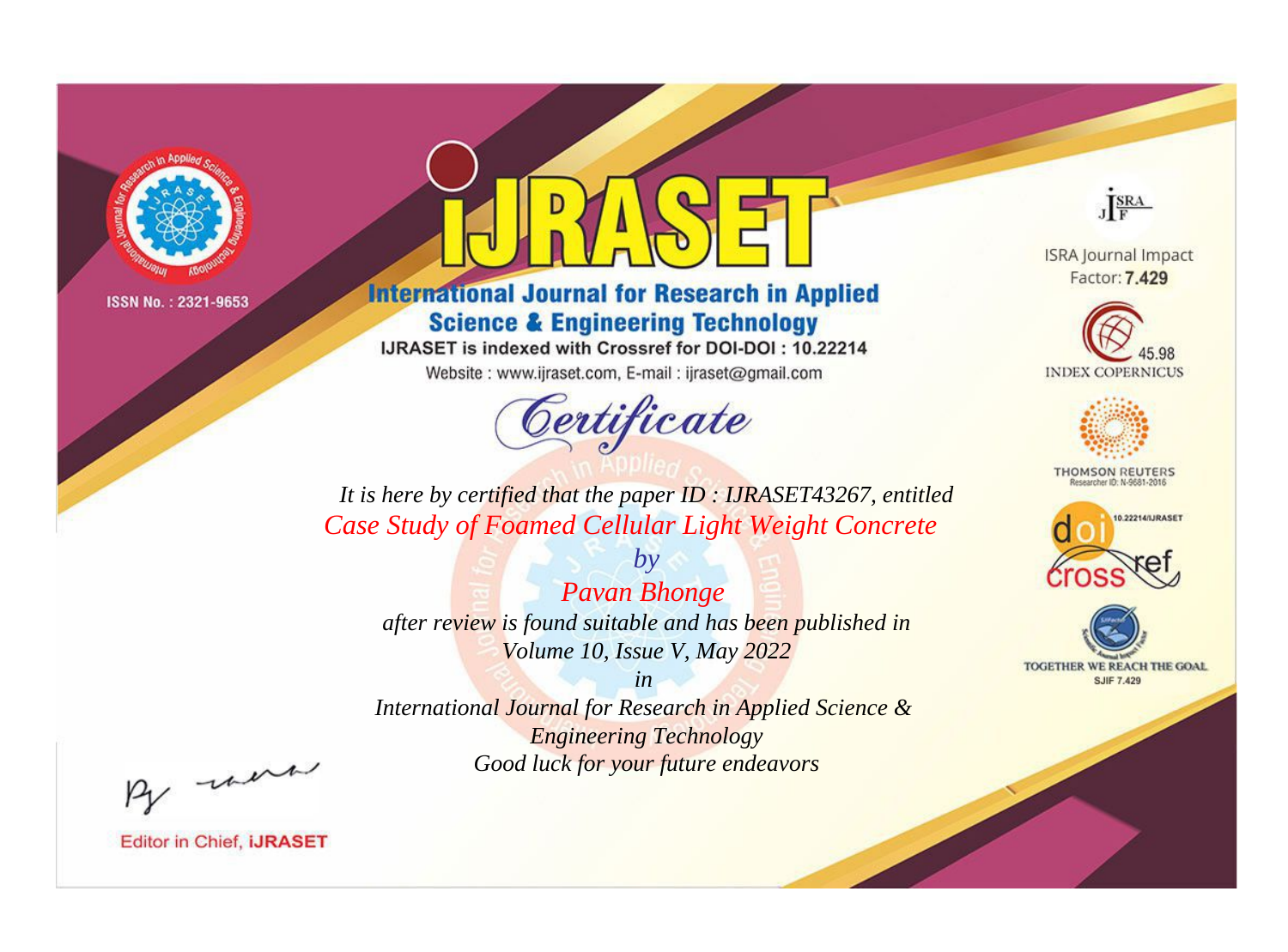ISSN No. : 2321-9653

# iJRASET

## International Journal for Research in Applied Science & Engineering Technology

IJRASET is indexed with Crossref for DOI-DOI : 10.22214

Website : www.ijraset.com, E-mail : ijraset@gmail.com

ISRA Journal Impact Factor: **7.429**

45.98 INDEX COPERNICUS

THOMSON REUTERS Researcher ID: N-9681-2016

10.22214/IJRASET

TOGETHER WE REACH THE GOAL SJIF 7.429

# *Certificate*

*It is here by certified that the paper ID : IJRASET43267, entitled*

*Case Study of Foamed Cellular Light Weight Concrete*

*by*

*Pavan Bhonge*

*after review is found suitable and has been published in*

*Volume 10, Issue V, May 2022*

*in*

*International Journal for Research in Applied Science & Engineering Technology*

*Good luck for your future endeavors*

Editor in Chief, **iJRASET**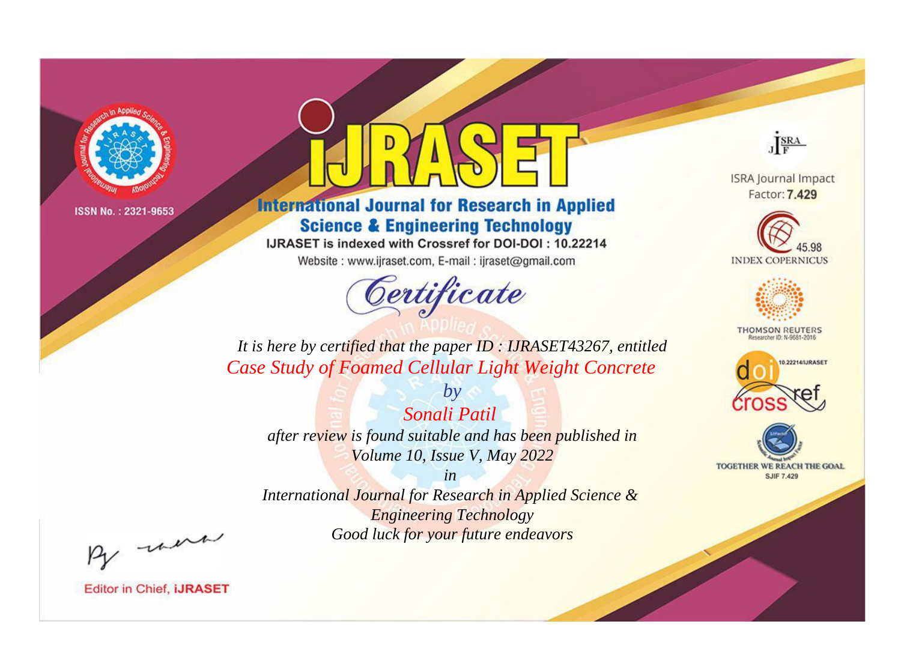ISSN No. : 2321-9653

# IJRASET

## International Journal for Research in Applied Science & Engineering Technology

IJRASET is indexed with Crossref for DOI-DOI : 10.22214

Website : www.ijraset.com, E-mail : ijraset@gmail.com

ISRA Journal Impact Factor: **7.429**

45.98 INDEX COPERNICUS

THOMSON REUTERS Researcher ID: N-9681-2016

10.22214/IJRASET

TOGETHER WE REACH THE GOAL SJIF 7.429

# *Certificate*

*It is here by certified that the paper ID : IJRASET43267, entitled*

*Case Study of Foamed Cellular Light Weight Concrete*

*by*

*Sonali Patil*

*after review is found suitable and has been published in*

*Volume 10, Issue V, May 2022*

*in*

*International Journal for Research in Applied Science & Engineering Technology*

*Good luck for your future endeavors*

Editor in Chief, **iJRASET**